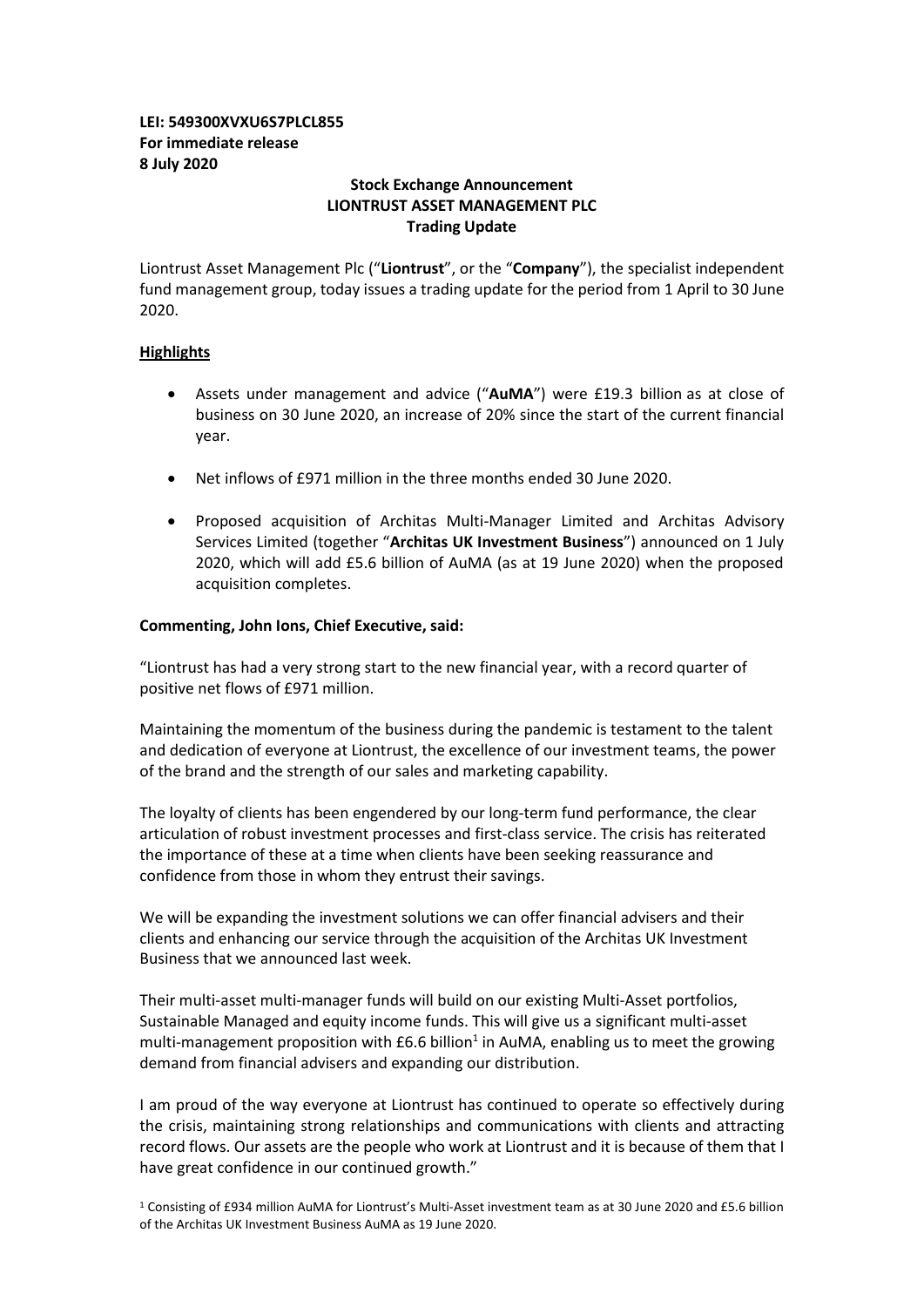**LEI: 549300XVXU6S7PLCL855**
**For immediate release**
**8 July 2020**

**Stock Exchange Announcement**
**LIONTRUST ASSET MANAGEMENT PLC**
**Trading Update**

Liontrust Asset Management Plc ("**Liontrust**", or the "**Company**"), the specialist independent fund management group, today issues a trading update for the period from 1 April to 30 June 2020.

**Highlights**

- Assets under management and advice ("**AuMA**") were £19.3 billion as at close of business on 30 June 2020, an increase of 20% since the start of the current financial year.
- Net inflows of £971 million in the three months ended 30 June 2020.
- Proposed acquisition of Architas Multi-Manager Limited and Architas Advisory Services Limited (together "**Architas UK Investment Business**") announced on 1 July 2020, which will add £5.6 billion of AuMA (as at 19 June 2020) when the proposed acquisition completes.

**Commenting, John Ions, Chief Executive, said:**

"Liontrust has had a very strong start to the new financial year, with a record quarter of positive net flows of £971 million.

Maintaining the momentum of the business during the pandemic is testament to the talent and dedication of everyone at Liontrust, the excellence of our investment teams, the power of the brand and the strength of our sales and marketing capability.

The loyalty of clients has been engendered by our long-term fund performance, the clear articulation of robust investment processes and first-class service. The crisis has reiterated the importance of these at a time when clients have been seeking reassurance and confidence from those in whom they entrust their savings.

We will be expanding the investment solutions we can offer financial advisers and their clients and enhancing our service through the acquisition of the Architas UK Investment Business that we announced last week.

Their multi-asset multi-manager funds will build on our existing Multi-Asset portfolios, Sustainable Managed and equity income funds. This will give us a significant multi-asset multi-management proposition with £6.6 billion[1] in AuMA, enabling us to meet the growing demand from financial advisers and expanding our distribution.

I am proud of the way everyone at Liontrust has continued to operate so effectively during the crisis, maintaining strong relationships and communications with clients and attracting record flows. Our assets are the people who work at Liontrust and it is because of them that I have great confidence in our continued growth."

[1] Consisting of £934 million AuMA for Liontrust's Multi-Asset investment team as at 30 June 2020 and £5.6 billion of the Architas UK Investment Business AuMA as 19 June 2020.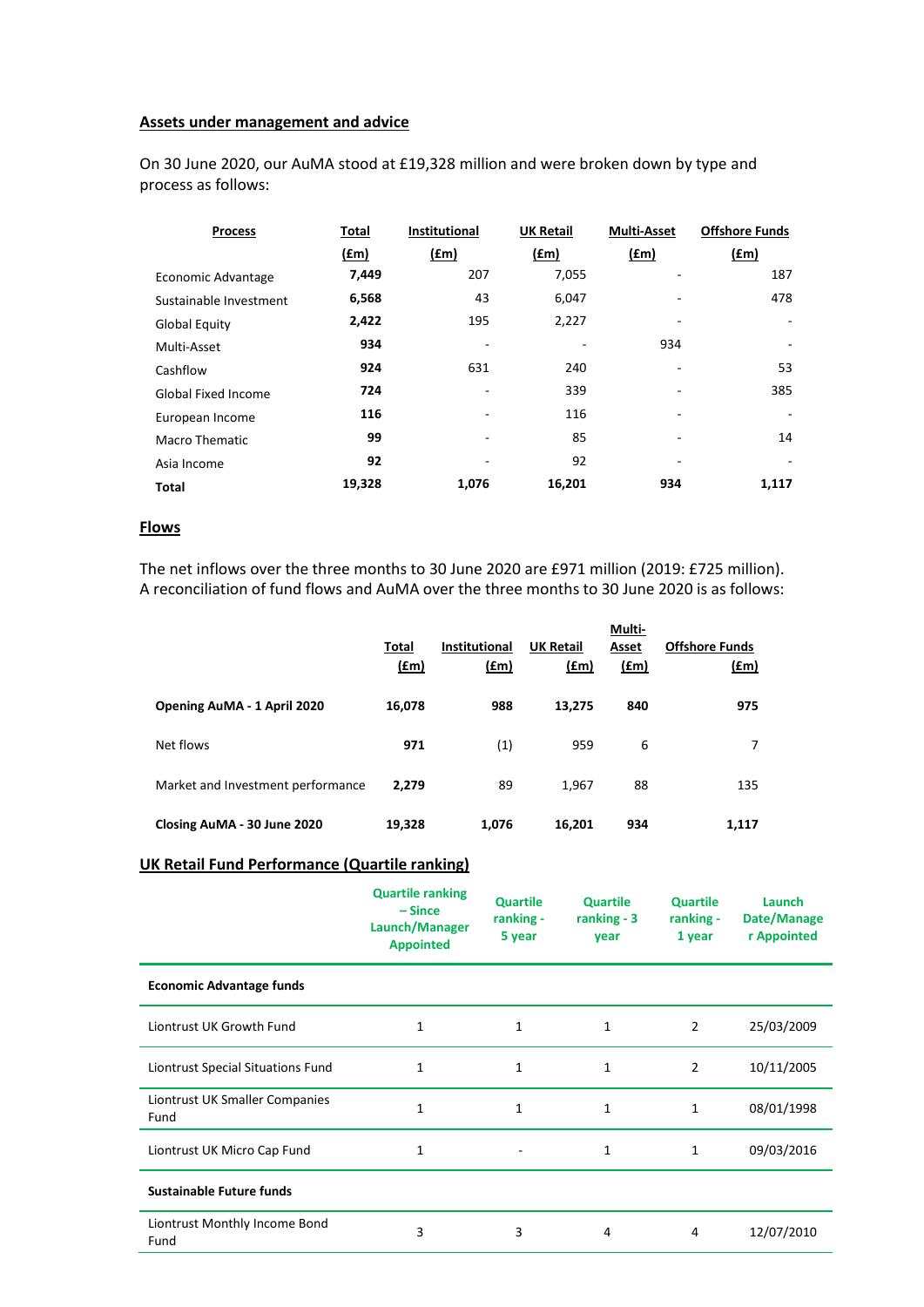**Assets under management and advice**

On 30 June 2020, our AuMA stood at £19,328 million and were broken down by type and process as follows:

| Process | Total (£m) | Institutional (£m) | UK Retail (£m) | Multi-Asset (£m) | Offshore Funds (£m) |
|---|---|---|---|---|---|
| Economic Advantage | **7,449** | 207 | 7,055 | - | 187 |
| Sustainable Investment | **6,568** | 43 | 6,047 | - | 478 |
| Global Equity | **2,422** | 195 | 2,227 | - | - |
| Multi-Asset | **934** | - | - | 934 | - |
| Cashflow | **924** | 631 | 240 | - | 53 |
| Global Fixed Income | **724** | - | 339 | - | 385 |
| European Income | **116** | - | 116 | - | - |
| Macro Thematic | **99** | - | 85 | - | 14 |
| Asia Income | **92** | - | 92 | - | - |
| **Total** | **19,328** | **1,076** | **16,201** | **934** | **1,117** |

**Flows**

The net inflows over the three months to 30 June 2020 are £971 million (2019: £725 million). A reconciliation of fund flows and AuMA over the three months to 30 June 2020 is as follows:

| | Total (£m) | Institutional (£m) | UK Retail (£m) | Multi-Asset (£m) | Offshore Funds (£m) |
|---|---|---|---|---|---|
| **Opening AuMA - 1 April 2020** | **16,078** | **988** | **13,275** | **840** | **975** |
| Net flows | **971** | (1) | 959 | 6 | 7 |
| Market and Investment performance | **2,279** | 89 | 1,967 | 88 | 135 |
| **Closing AuMA - 30 June 2020** | **19,328** | **1,076** | **16,201** | **934** | **1,117** |

**UK Retail Fund Performance (Quartile ranking)**

| | Quartile ranking – Since Launch/Manager Appointed | Quartile ranking - 5 year | Quartile ranking - 3 year | Quartile ranking - 1 year | Launch Date/Manager Appointed |
|---|---|---|---|---|---|
| **Economic Advantage funds** | | | | | |
| Liontrust UK Growth Fund | 1 | 1 | 1 | 2 | 25/03/2009 |
| Liontrust Special Situations Fund | 1 | 1 | 1 | 2 | 10/11/2005 |
| Liontrust UK Smaller Companies Fund | 1 | 1 | 1 | 1 | 08/01/1998 |
| Liontrust UK Micro Cap Fund | 1 | - | 1 | 1 | 09/03/2016 |
| **Sustainable Future funds** | | | | | |
| Liontrust Monthly Income Bond Fund | 3 | 3 | 4 | 4 | 12/07/2010 |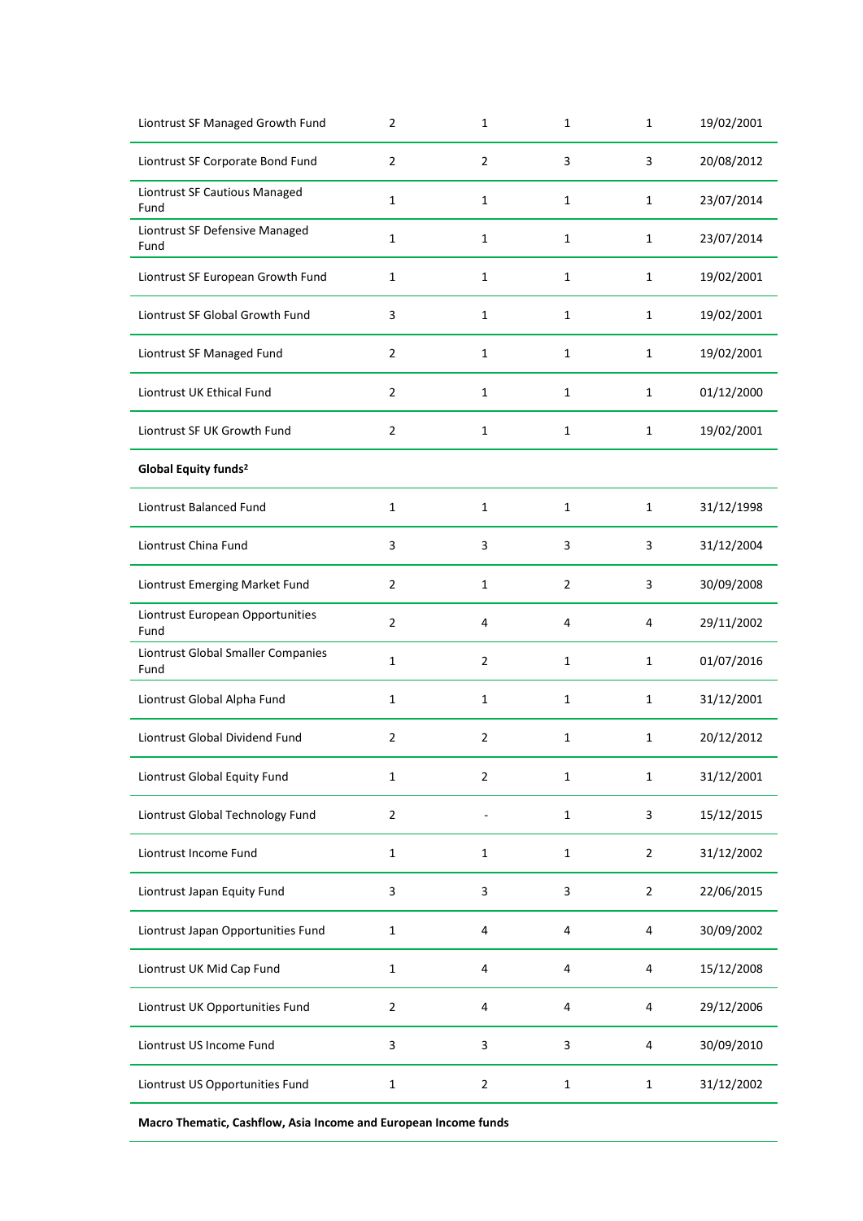| | | | | | |
|---|---|---|---|---|---|
| Liontrust SF Managed Growth Fund | 2 | 1 | 1 | 1 | 19/02/2001 |
| Liontrust SF Corporate Bond Fund | 2 | 2 | 3 | 3 | 20/08/2012 |
| Liontrust SF Cautious Managed Fund | 1 | 1 | 1 | 1 | 23/07/2014 |
| Liontrust SF Defensive Managed Fund | 1 | 1 | 1 | 1 | 23/07/2014 |
| Liontrust SF European Growth Fund | 1 | 1 | 1 | 1 | 19/02/2001 |
| Liontrust SF Global Growth Fund | 3 | 1 | 1 | 1 | 19/02/2001 |
| Liontrust SF Managed Fund | 2 | 1 | 1 | 1 | 19/02/2001 |
| Liontrust UK Ethical Fund | 2 | 1 | 1 | 1 | 01/12/2000 |
| Liontrust SF UK Growth Fund | 2 | 1 | 1 | 1 | 19/02/2001 |
| **Global Equity funds[2]** | | | | | |
| Liontrust Balanced Fund | 1 | 1 | 1 | 1 | 31/12/1998 |
| Liontrust China Fund | 3 | 3 | 3 | 3 | 31/12/2004 |
| Liontrust Emerging Market Fund | 2 | 1 | 2 | 3 | 30/09/2008 |
| Liontrust European Opportunities Fund | 2 | 4 | 4 | 4 | 29/11/2002 |
| Liontrust Global Smaller Companies Fund | 1 | 2 | 1 | 1 | 01/07/2016 |
| Liontrust Global Alpha Fund | 1 | 1 | 1 | 1 | 31/12/2001 |
| Liontrust Global Dividend Fund | 2 | 2 | 1 | 1 | 20/12/2012 |
| Liontrust Global Equity Fund | 1 | 2 | 1 | 1 | 31/12/2001 |
| Liontrust Global Technology Fund | 2 | - | 1 | 3 | 15/12/2015 |
| Liontrust Income Fund | 1 | 1 | 1 | 2 | 31/12/2002 |
| Liontrust Japan Equity Fund | 3 | 3 | 3 | 2 | 22/06/2015 |
| Liontrust Japan Opportunities Fund | 1 | 4 | 4 | 4 | 30/09/2002 |
| Liontrust UK Mid Cap Fund | 1 | 4 | 4 | 4 | 15/12/2008 |
| Liontrust UK Opportunities Fund | 2 | 4 | 4 | 4 | 29/12/2006 |
| Liontrust US Income Fund | 3 | 3 | 3 | 4 | 30/09/2010 |
| Liontrust US Opportunities Fund | 1 | 2 | 1 | 1 | 31/12/2002 |
| **Macro Thematic, Cashflow, Asia Income and European Income funds** | | | | | |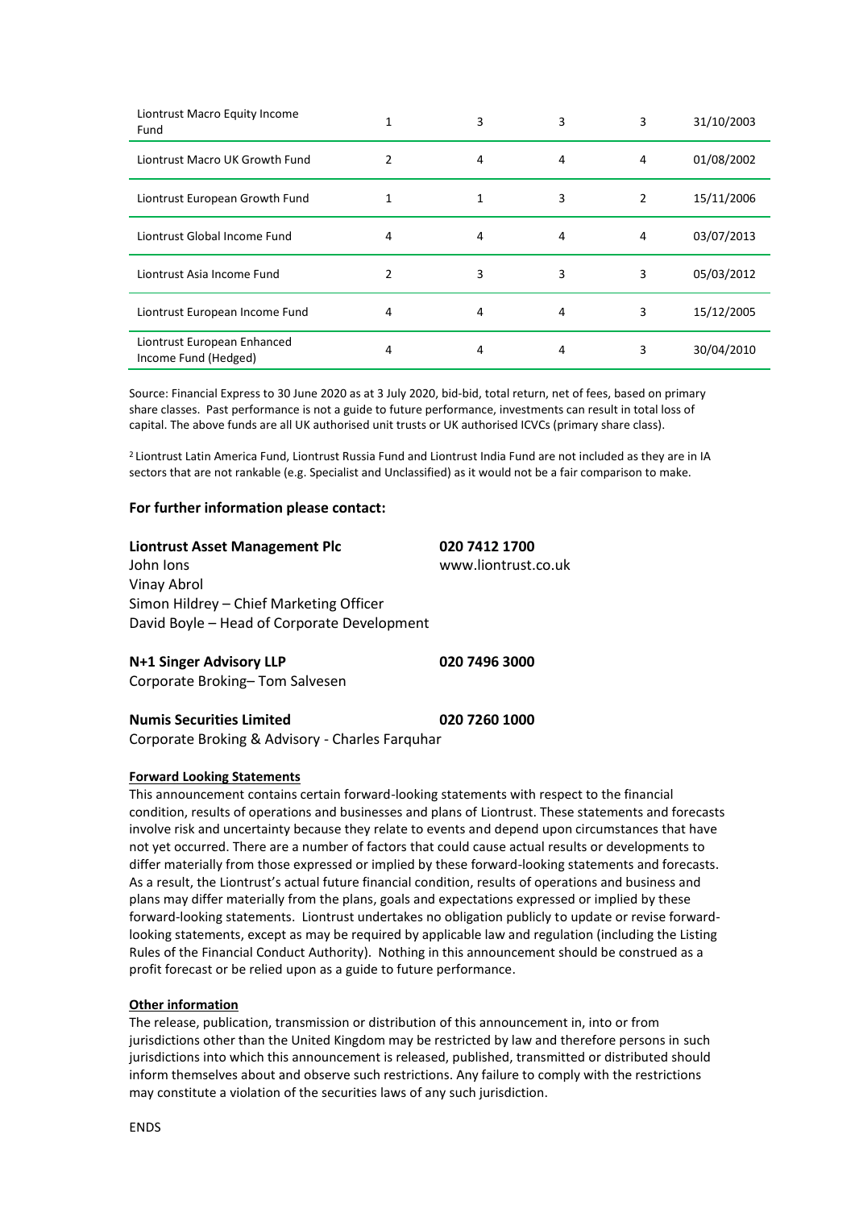| | | | | | |
|---|---|---|---|---|---|
| Liontrust Macro Equity Income Fund | 1 | 3 | 3 | 3 | 31/10/2003 |
| Liontrust Macro UK Growth Fund | 2 | 4 | 4 | 4 | 01/08/2002 |
| Liontrust European Growth Fund | 1 | 1 | 3 | 2 | 15/11/2006 |
| Liontrust Global Income Fund | 4 | 4 | 4 | 4 | 03/07/2013 |
| Liontrust Asia Income Fund | 2 | 3 | 3 | 3 | 05/03/2012 |
| Liontrust European Income Fund | 4 | 4 | 4 | 3 | 15/12/2005 |
| Liontrust European Enhanced Income Fund (Hedged) | 4 | 4 | 4 | 3 | 30/04/2010 |

Source: Financial Express to 30 June 2020 as at 3 July 2020, bid-bid, total return, net of fees, based on primary share classes. Past performance is not a guide to future performance, investments can result in total loss of capital. The above funds are all UK authorised unit trusts or UK authorised ICVCs (primary share class).

[2] Liontrust Latin America Fund, Liontrust Russia Fund and Liontrust India Fund are not included as they are in IA sectors that are not rankable (e.g. Specialist and Unclassified) as it would not be a fair comparison to make.

**For further information please contact:**

**Liontrust Asset Management Plc** **020 7412 1700**
John Ions www.liontrust.co.uk
Vinay Abrol
Simon Hildrey – Chief Marketing Officer
David Boyle – Head of Corporate Development

**N+1 Singer Advisory LLP** **020 7496 3000**
Corporate Broking– Tom Salvesen

**Numis Securities Limited** **020 7260 1000**
Corporate Broking & Advisory - Charles Farquhar

**Forward Looking Statements**

This announcement contains certain forward-looking statements with respect to the financial condition, results of operations and businesses and plans of Liontrust. These statements and forecasts involve risk and uncertainty because they relate to events and depend upon circumstances that have not yet occurred. There are a number of factors that could cause actual results or developments to differ materially from those expressed or implied by these forward-looking statements and forecasts. As a result, the Liontrust's actual future financial condition, results of operations and business and plans may differ materially from the plans, goals and expectations expressed or implied by these forward-looking statements. Liontrust undertakes no obligation publicly to update or revise forward-looking statements, except as may be required by applicable law and regulation (including the Listing Rules of the Financial Conduct Authority). Nothing in this announcement should be construed as a profit forecast or be relied upon as a guide to future performance.

**Other information**

The release, publication, transmission or distribution of this announcement in, into or from jurisdictions other than the United Kingdom may be restricted by law and therefore persons in such jurisdictions into which this announcement is released, published, transmitted or distributed should inform themselves about and observe such restrictions. Any failure to comply with the restrictions may constitute a violation of the securities laws of any such jurisdiction.

ENDS